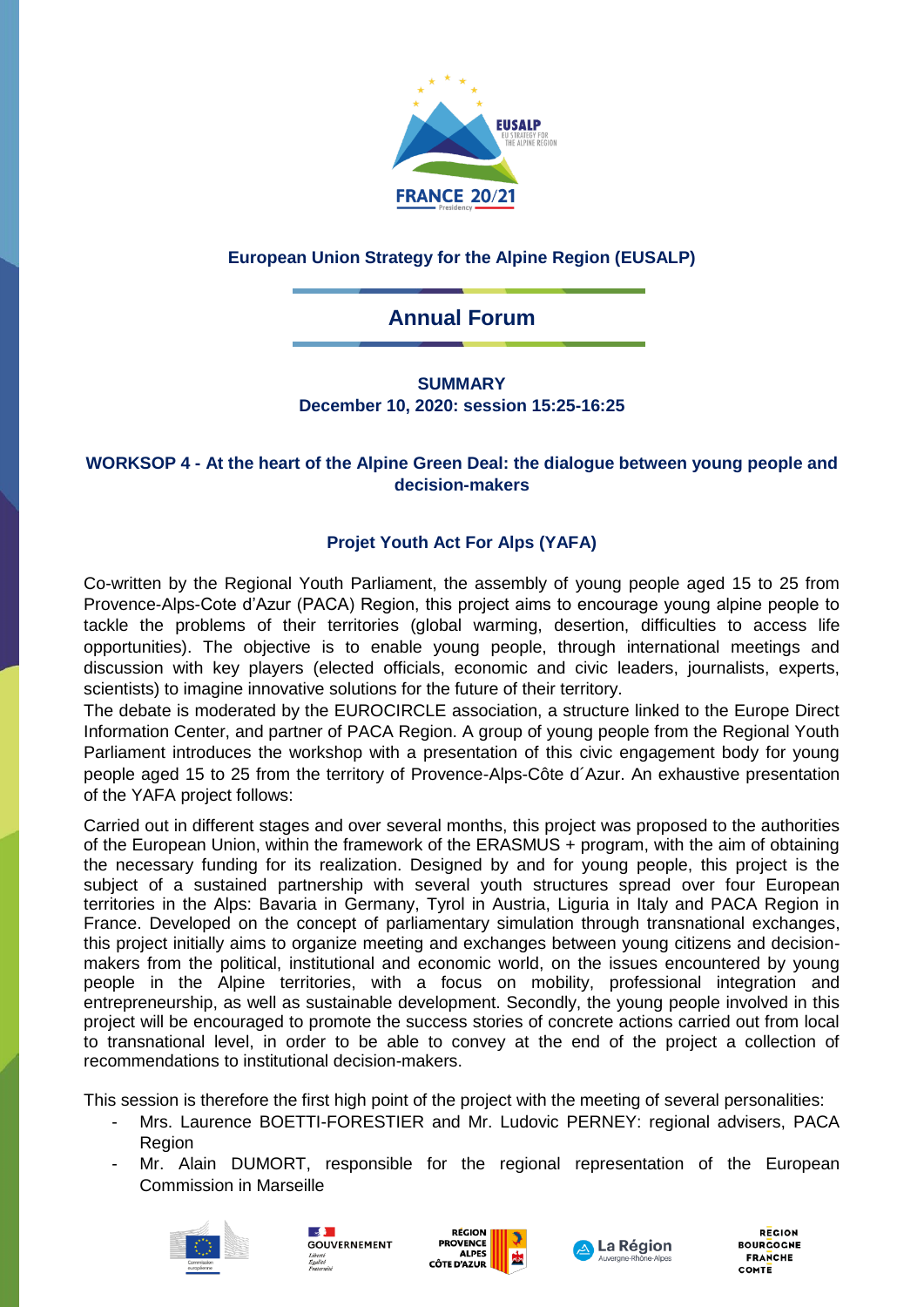**European Union Strategy for the Alpine Region (EUSALP)**

# Annual Forum

**SUMMARY**
**December 10, 2020: session 15:25-16:25**

## WORKSOP 4 - At the heart of the Alpine Green Deal: the dialogue between young people and decision-makers

### Projet Youth Act For Alps (YAFA)

Co-written by the Regional Youth Parliament, the assembly of young people aged 15 to 25 from Provence-Alps-Cote d'Azur (PACA) Region, this project aims to encourage young alpine people to tackle the problems of their territories (global warming, desertion, difficulties to access life opportunities). The objective is to enable young people, through international meetings and discussion with key players (elected officials, economic and civic leaders, journalists, experts, scientists) to imagine innovative solutions for the future of their territory.
The debate is moderated by the EUROCIRCLE association, a structure linked to the Europe Direct Information Center, and partner of PACA Region. A group of young people from the Regional Youth Parliament introduces the workshop with a presentation of this civic engagement body for young people aged 15 to 25 from the territory of Provence-Alps-Côte d´Azur. An exhaustive presentation of the YAFA project follows:

Carried out in different stages and over several months, this project was proposed to the authorities of the European Union, within the framework of the ERASMUS + program, with the aim of obtaining the necessary funding for its realization. Designed by and for young people, this project is the subject of a sustained partnership with several youth structures spread over four European territories in the Alps: Bavaria in Germany, Tyrol in Austria, Liguria in Italy and PACA Region in France. Developed on the concept of parliamentary simulation through transnational exchanges, this project initially aims to organize meeting and exchanges between young citizens and decision-makers from the political, institutional and economic world, on the issues encountered by young people in the Alpine territories, with a focus on mobility, professional integration and entrepreneurship, as well as sustainable development. Secondly, the young people involved in this project will be encouraged to promote the success stories of concrete actions carried out from local to transnational level, in order to be able to convey at the end of the project a collection of recommendations to institutional decision-makers.

This session is therefore the first high point of the project with the meeting of several personalities:

- Mrs. Laurence BOETTI-FORESTIER and Mr. Ludovic PERNEY: regional advisers, PACA Region
- Mr. Alain DUMORT, responsible for the regional representation of the European Commission in Marseille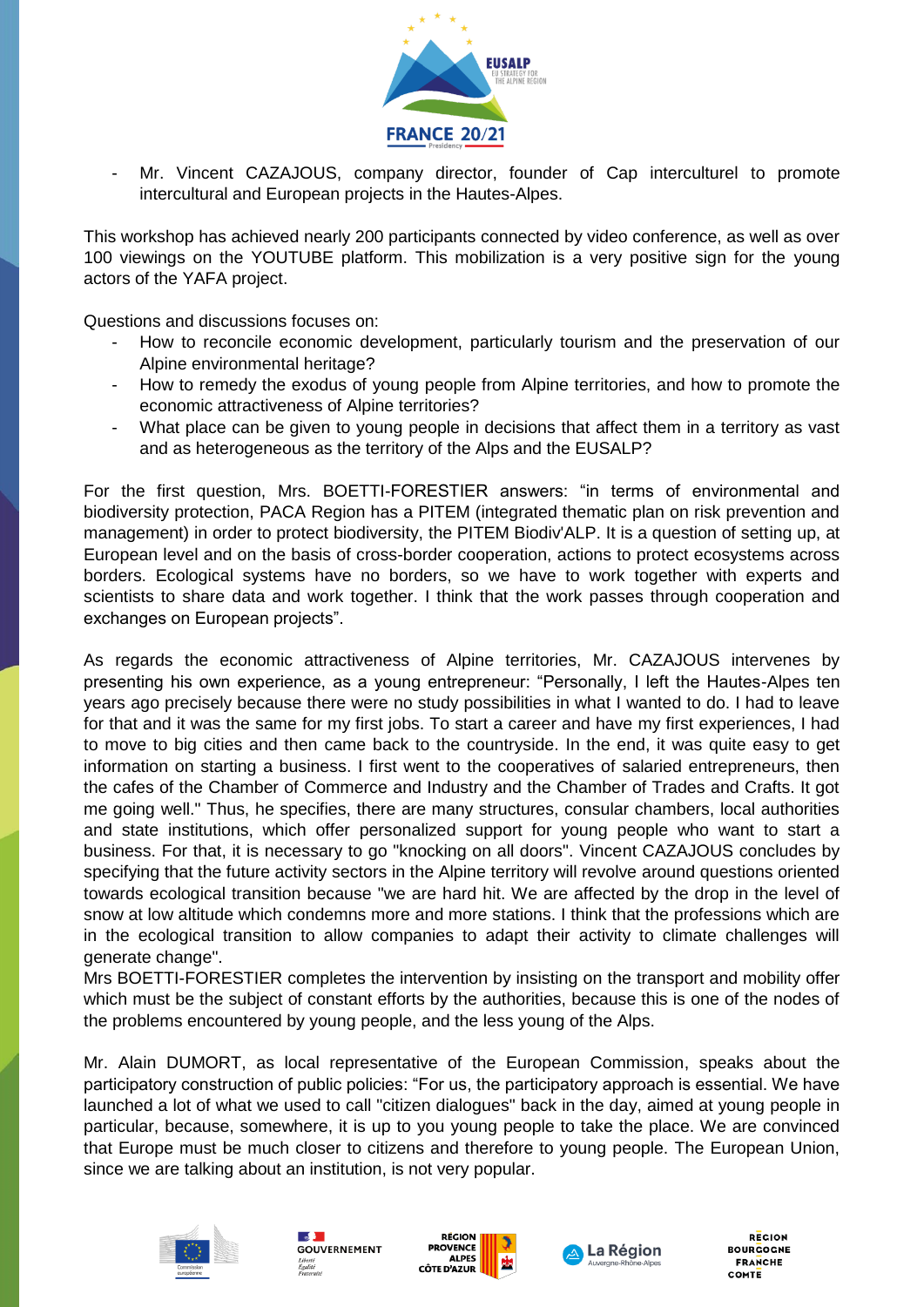- Mr. Vincent CAZAJOUS, company director, founder of Cap interculturel to promote intercultural and European projects in the Hautes-Alpes.

This workshop has achieved nearly 200 participants connected by video conference, as well as over 100 viewings on the YOUTUBE platform. This mobilization is a very positive sign for the young actors of the YAFA project.

Questions and discussions focuses on:

- How to reconcile economic development, particularly tourism and the preservation of our Alpine environmental heritage?
- How to remedy the exodus of young people from Alpine territories, and how to promote the economic attractiveness of Alpine territories?
- What place can be given to young people in decisions that affect them in a territory as vast and as heterogeneous as the territory of the Alps and the EUSALP?

For the first question, Mrs. BOETTI-FORESTIER answers: "in terms of environmental and biodiversity protection, PACA Region has a PITEM (integrated thematic plan on risk prevention and management) in order to protect biodiversity, the PITEM Biodiv'ALP. It is a question of setting up, at European level and on the basis of cross-border cooperation, actions to protect ecosystems across borders. Ecological systems have no borders, so we have to work together with experts and scientists to share data and work together. I think that the work passes through cooperation and exchanges on European projects".

As regards the economic attractiveness of Alpine territories, Mr. CAZAJOUS intervenes by presenting his own experience, as a young entrepreneur: "Personally, I left the Hautes-Alpes ten years ago precisely because there were no study possibilities in what I wanted to do. I had to leave for that and it was the same for my first jobs. To start a career and have my first experiences, I had to move to big cities and then came back to the countryside. In the end, it was quite easy to get information on starting a business. I first went to the cooperatives of salaried entrepreneurs, then the cafes of the Chamber of Commerce and Industry and the Chamber of Trades and Crafts. It got me going well." Thus, he specifies, there are many structures, consular chambers, local authorities and state institutions, which offer personalized support for young people who want to start a business. For that, it is necessary to go "knocking on all doors". Vincent CAZAJOUS concludes by specifying that the future activity sectors in the Alpine territory will revolve around questions oriented towards ecological transition because "we are hard hit. We are affected by the drop in the level of snow at low altitude which condemns more and more stations. I think that the professions which are in the ecological transition to allow companies to adapt their activity to climate challenges will generate change".
Mrs BOETTI-FORESTIER completes the intervention by insisting on the transport and mobility offer which must be the subject of constant efforts by the authorities, because this is one of the nodes of the problems encountered by young people, and the less young of the Alps.

Mr. Alain DUMORT, as local representative of the European Commission, speaks about the participatory construction of public policies: "For us, the participatory approach is essential. We have launched a lot of what we used to call "citizen dialogues" back in the day, aimed at young people in particular, because, somewhere, it is up to you young people to take the place. We are convinced that Europe must be much closer to citizens and therefore to young people. The European Union, since we are talking about an institution, is not very popular.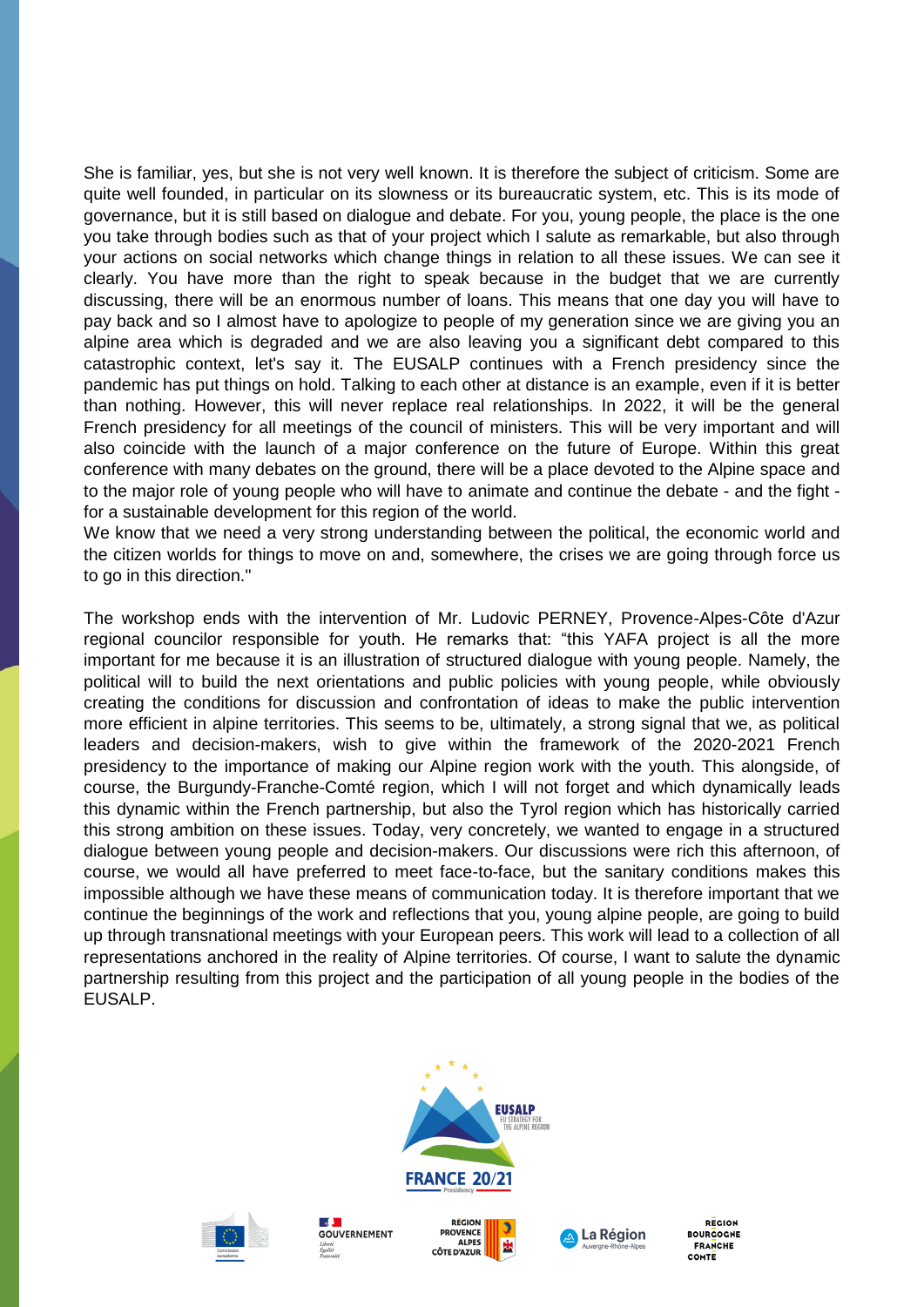She is familiar, yes, but she is not very well known. It is therefore the subject of criticism. Some are quite well founded, in particular on its slowness or its bureaucratic system, etc. This is its mode of governance, but it is still based on dialogue and debate. For you, young people, the place is the one you take through bodies such as that of your project which I salute as remarkable, but also through your actions on social networks which change things in relation to all these issues. We can see it clearly. You have more than the right to speak because in the budget that we are currently discussing, there will be an enormous number of loans. This means that one day you will have to pay back and so I almost have to apologize to people of my generation since we are giving you an alpine area which is degraded and we are also leaving you a significant debt compared to this catastrophic context, let's say it. The EUSALP continues with a French presidency since the pandemic has put things on hold. Talking to each other at distance is an example, even if it is better than nothing. However, this will never replace real relationships. In 2022, it will be the general French presidency for all meetings of the council of ministers. This will be very important and will also coincide with the launch of a major conference on the future of Europe. Within this great conference with many debates on the ground, there will be a place devoted to the Alpine space and to the major role of young people who will have to animate and continue the debate - and the fight - for a sustainable development for this region of the world.
We know that we need a very strong understanding between the political, the economic world and the citizen worlds for things to move on and, somewhere, the crises we are going through force us to go in this direction."

The workshop ends with the intervention of Mr. Ludovic PERNEY, Provence-Alpes-Côte d'Azur regional councilor responsible for youth. He remarks that: "this YAFA project is all the more important for me because it is an illustration of structured dialogue with young people. Namely, the political will to build the next orientations and public policies with young people, while obviously creating the conditions for discussion and confrontation of ideas to make the public intervention more efficient in alpine territories. This seems to be, ultimately, a strong signal that we, as political leaders and decision-makers, wish to give within the framework of the 2020-2021 French presidency to the importance of making our Alpine region work with the youth. This alongside, of course, the Burgundy-Franche-Comté region, which I will not forget and which dynamically leads this dynamic within the French partnership, but also the Tyrol region which has historically carried this strong ambition on these issues. Today, very concretely, we wanted to engage in a structured dialogue between young people and decision-makers. Our discussions were rich this afternoon, of course, we would all have preferred to meet face-to-face, but the sanitary conditions makes this impossible although we have these means of communication today. It is therefore important that we continue the beginnings of the work and reflections that you, young alpine people, are going to build up through transnational meetings with your European peers. This work will lead to a collection of all representations anchored in the reality of Alpine territories. Of course, I want to salute the dynamic partnership resulting from this project and the participation of all young people in the bodies of the EUSALP.